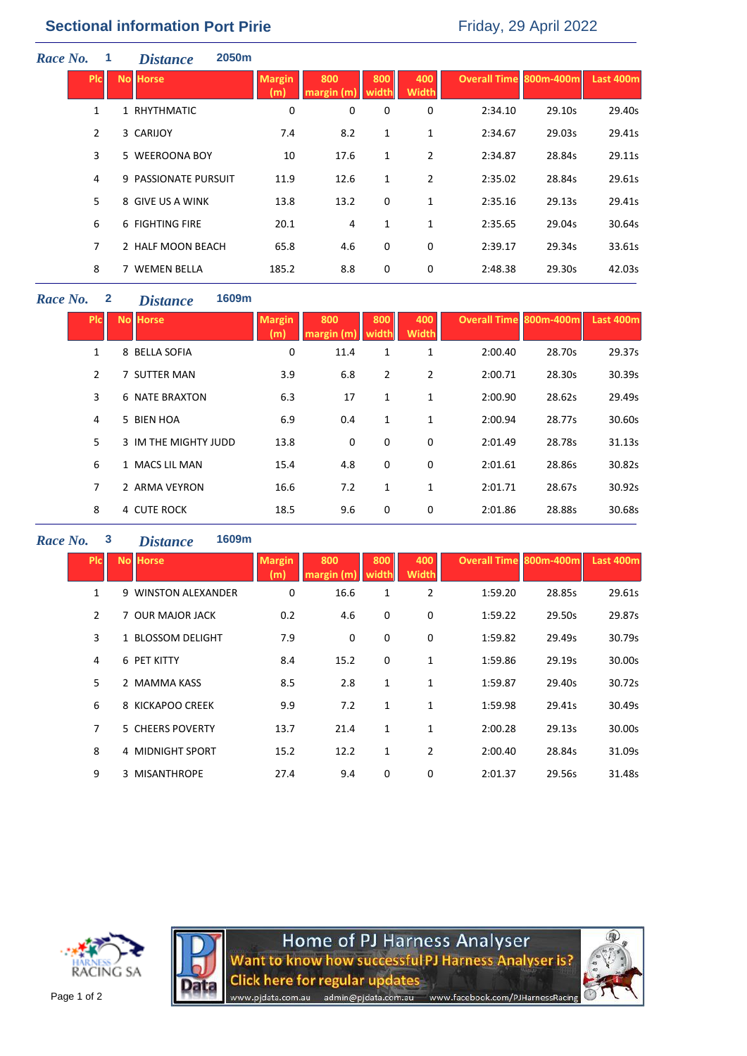# Sectional information Port Pirie

Friday, 29 April 2022

## Race No. 1 Distance 2050m

| Plc | No | Horse | Margin (m) | 800 margin (m) | 800 width | 400 Width | Overall Time | 800m-400m | Last 400m |
|---|---|---|---|---|---|---|---|---|---|
| 1 | 1 | RHYTHMATIC | 0 | 0 | 0 | 0 | 2:34.10 | 29.10s | 29.40s |
| 2 | 3 | CARIJOY | 7.4 | 8.2 | 1 | 1 | 2:34.67 | 29.03s | 29.41s |
| 3 | 5 | WEEROONA BOY | 10 | 17.6 | 1 | 2 | 2:34.87 | 28.84s | 29.11s |
| 4 | 9 | PASSIONATE PURSUIT | 11.9 | 12.6 | 1 | 2 | 2:35.02 | 28.84s | 29.61s |
| 5 | 8 | GIVE US A WINK | 13.8 | 13.2 | 0 | 1 | 2:35.16 | 29.13s | 29.41s |
| 6 | 6 | FIGHTING FIRE | 20.1 | 4 | 1 | 1 | 2:35.65 | 29.04s | 30.64s |
| 7 | 2 | HALF MOON BEACH | 65.8 | 4.6 | 0 | 0 | 2:39.17 | 29.34s | 33.61s |
| 8 | 7 | WEMEN BELLA | 185.2 | 8.8 | 0 | 0 | 2:48.38 | 29.30s | 42.03s |

## Race No. 2 Distance 1609m

| Plc | No | Horse | Margin (m) | 800 margin (m) | 800 width | 400 Width | Overall Time | 800m-400m | Last 400m |
|---|---|---|---|---|---|---|---|---|---|
| 1 | 8 | BELLA SOFIA | 0 | 11.4 | 1 | 1 | 2:00.40 | 28.70s | 29.37s |
| 2 | 7 | SUTTER MAN | 3.9 | 6.8 | 2 | 2 | 2:00.71 | 28.30s | 30.39s |
| 3 | 6 | NATE BRAXTON | 6.3 | 17 | 1 | 1 | 2:00.90 | 28.62s | 29.49s |
| 4 | 5 | BIEN HOA | 6.9 | 0.4 | 1 | 1 | 2:00.94 | 28.77s | 30.60s |
| 5 | 3 | IM THE MIGHTY JUDD | 13.8 | 0 | 0 | 0 | 2:01.49 | 28.78s | 31.13s |
| 6 | 1 | MACS LIL MAN | 15.4 | 4.8 | 0 | 0 | 2:01.61 | 28.86s | 30.82s |
| 7 | 2 | ARMA VEYRON | 16.6 | 7.2 | 1 | 1 | 2:01.71 | 28.67s | 30.92s |
| 8 | 4 | CUTE ROCK | 18.5 | 9.6 | 0 | 0 | 2:01.86 | 28.88s | 30.68s |

## Race No. 3 Distance 1609m

| Plc | No | Horse | Margin (m) | 800 margin (m) | 800 width | 400 Width | Overall Time | 800m-400m | Last 400m |
|---|---|---|---|---|---|---|---|---|---|
| 1 | 9 | WINSTON ALEXANDER | 0 | 16.6 | 1 | 2 | 1:59.20 | 28.85s | 29.61s |
| 2 | 7 | OUR MAJOR JACK | 0.2 | 4.6 | 0 | 0 | 1:59.22 | 29.50s | 29.87s |
| 3 | 1 | BLOSSOM DELIGHT | 7.9 | 0 | 0 | 0 | 1:59.82 | 29.49s | 30.79s |
| 4 | 6 | PET KITTY | 8.4 | 15.2 | 0 | 1 | 1:59.86 | 29.19s | 30.00s |
| 5 | 2 | MAMMA KASS | 8.5 | 2.8 | 1 | 1 | 1:59.87 | 29.40s | 30.72s |
| 6 | 8 | KICKAPOO CREEK | 9.9 | 7.2 | 1 | 1 | 1:59.98 | 29.41s | 30.49s |
| 7 | 5 | CHEERS POVERTY | 13.7 | 21.4 | 1 | 1 | 2:00.28 | 29.13s | 30.00s |
| 8 | 4 | MIDNIGHT SPORT | 15.2 | 12.2 | 1 | 2 | 2:00.40 | 28.84s | 31.09s |
| 9 | 3 | MISANTHROPE | 27.4 | 9.4 | 0 | 0 | 2:01.37 | 29.56s | 31.48s |

HARNESS RACING SA

Home of PJ Harness Analyser
Want to know how successful PJ Harness Analyser is?
Click here for regular updates
www.pjdata.com.au admin@pjdata.com.au www.facebook.com/PJHarnessRacing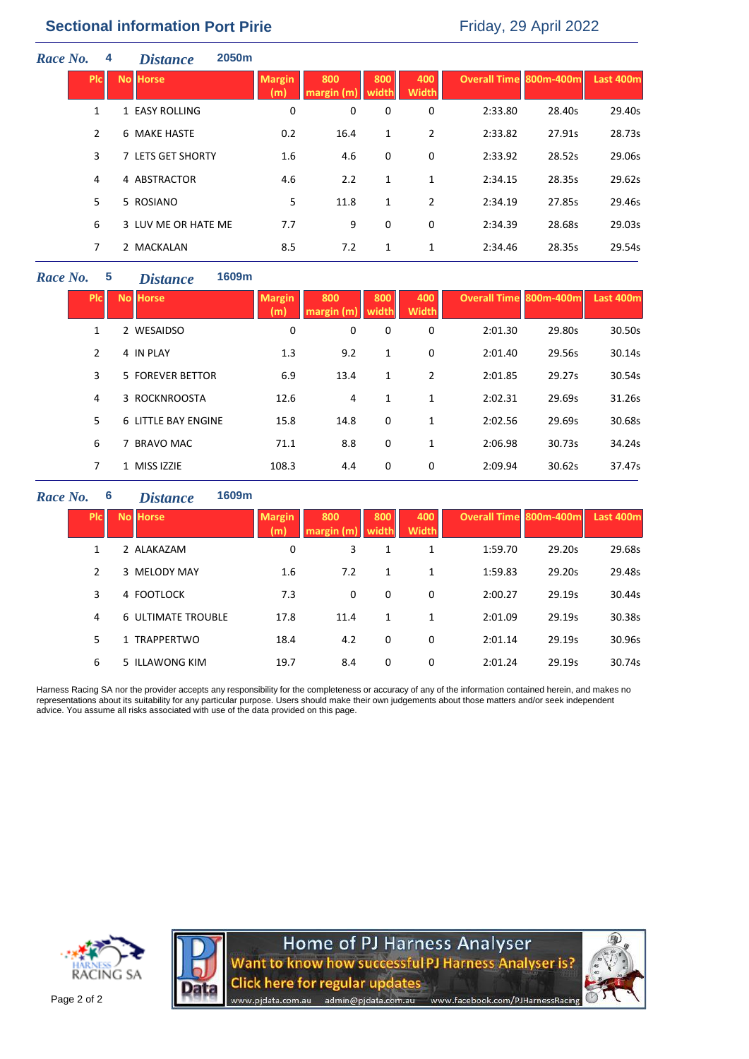## Sectional information Port Pirie

Friday, 29 April 2022

***Race No.*** **4** ***Distance*** **2050m**

| Plc | No | Horse | Margin (m) | 800 margin (m) | 800 width | 400 Width | Overall Time | 800m-400m | Last 400m |
|---|---|---|---|---|---|---|---|---|---|
| 1 | 1 | EASY ROLLING | 0 | 0 | 0 | 0 | 2:33.80 | 28.40s | 29.40s |
| 2 | 6 | MAKE HASTE | 0.2 | 16.4 | 1 | 2 | 2:33.82 | 27.91s | 28.73s |
| 3 | 7 | LETS GET SHORTY | 1.6 | 4.6 | 0 | 0 | 2:33.92 | 28.52s | 29.06s |
| 4 | 4 | ABSTRACTOR | 4.6 | 2.2 | 1 | 1 | 2:34.15 | 28.35s | 29.62s |
| 5 | 5 | ROSIANO | 5 | 11.8 | 1 | 2 | 2:34.19 | 27.85s | 29.46s |
| 6 | 3 | LUV ME OR HATE ME | 7.7 | 9 | 0 | 0 | 2:34.39 | 28.68s | 29.03s |
| 7 | 2 | MACKALAN | 8.5 | 7.2 | 1 | 1 | 2:34.46 | 28.35s | 29.54s |

***Race No.*** **5** ***Distance*** **1609m**

| Plc | No | Horse | Margin (m) | 800 margin (m) | 800 width | 400 Width | Overall Time | 800m-400m | Last 400m |
|---|---|---|---|---|---|---|---|---|---|
| 1 | 2 | WESAIDSO | 0 | 0 | 0 | 0 | 2:01.30 | 29.80s | 30.50s |
| 2 | 4 | IN PLAY | 1.3 | 9.2 | 1 | 0 | 2:01.40 | 29.56s | 30.14s |
| 3 | 5 | FOREVER BETTOR | 6.9 | 13.4 | 1 | 2 | 2:01.85 | 29.27s | 30.54s |
| 4 | 3 | ROCKNROOSTA | 12.6 | 4 | 1 | 1 | 2:02.31 | 29.69s | 31.26s |
| 5 | 6 | LITTLE BAY ENGINE | 15.8 | 14.8 | 0 | 1 | 2:02.56 | 29.69s | 30.68s |
| 6 | 7 | BRAVO MAC | 71.1 | 8.8 | 0 | 1 | 2:06.98 | 30.73s | 34.24s |
| 7 | 1 | MISS IZZIE | 108.3 | 4.4 | 0 | 0 | 2:09.94 | 30.62s | 37.47s |

***Race No.*** **6** ***Distance*** **1609m**

| Plc | No | Horse | Margin (m) | 800 margin (m) | 800 width | 400 Width | Overall Time | 800m-400m | Last 400m |
|---|---|---|---|---|---|---|---|---|---|
| 1 | 2 | ALAKAZAM | 0 | 3 | 1 | 1 | 1:59.70 | 29.20s | 29.68s |
| 2 | 3 | MELODY MAY | 1.6 | 7.2 | 1 | 1 | 1:59.83 | 29.20s | 29.48s |
| 3 | 4 | FOOTLOCK | 7.3 | 0 | 0 | 0 | 2:00.27 | 29.19s | 30.44s |
| 4 | 6 | ULTIMATE TROUBLE | 17.8 | 11.4 | 1 | 1 | 2:01.09 | 29.19s | 30.38s |
| 5 | 1 | TRAPPERTWO | 18.4 | 4.2 | 0 | 0 | 2:01.14 | 29.19s | 30.96s |
| 6 | 5 | ILLAWONG KIM | 19.7 | 8.4 | 0 | 0 | 2:01.24 | 29.19s | 30.74s |

Harness Racing SA nor the provider accepts any responsibility for the completeness or accuracy of any of the information contained herein, and makes no representations about its suitability for any particular purpose. Users should make their own judgements about those matters and/or seek independent advice. You assume all risks associated with use of the data provided on this page.

HARNESS RACING SA

Home of PJ Harness Analyser
Want to know how successful PJ Harness Analyser is?
Click here for regular updates
www.pjdata.com.au admin@pjdata.com.au www.facebook.com/PJHarnessRacing